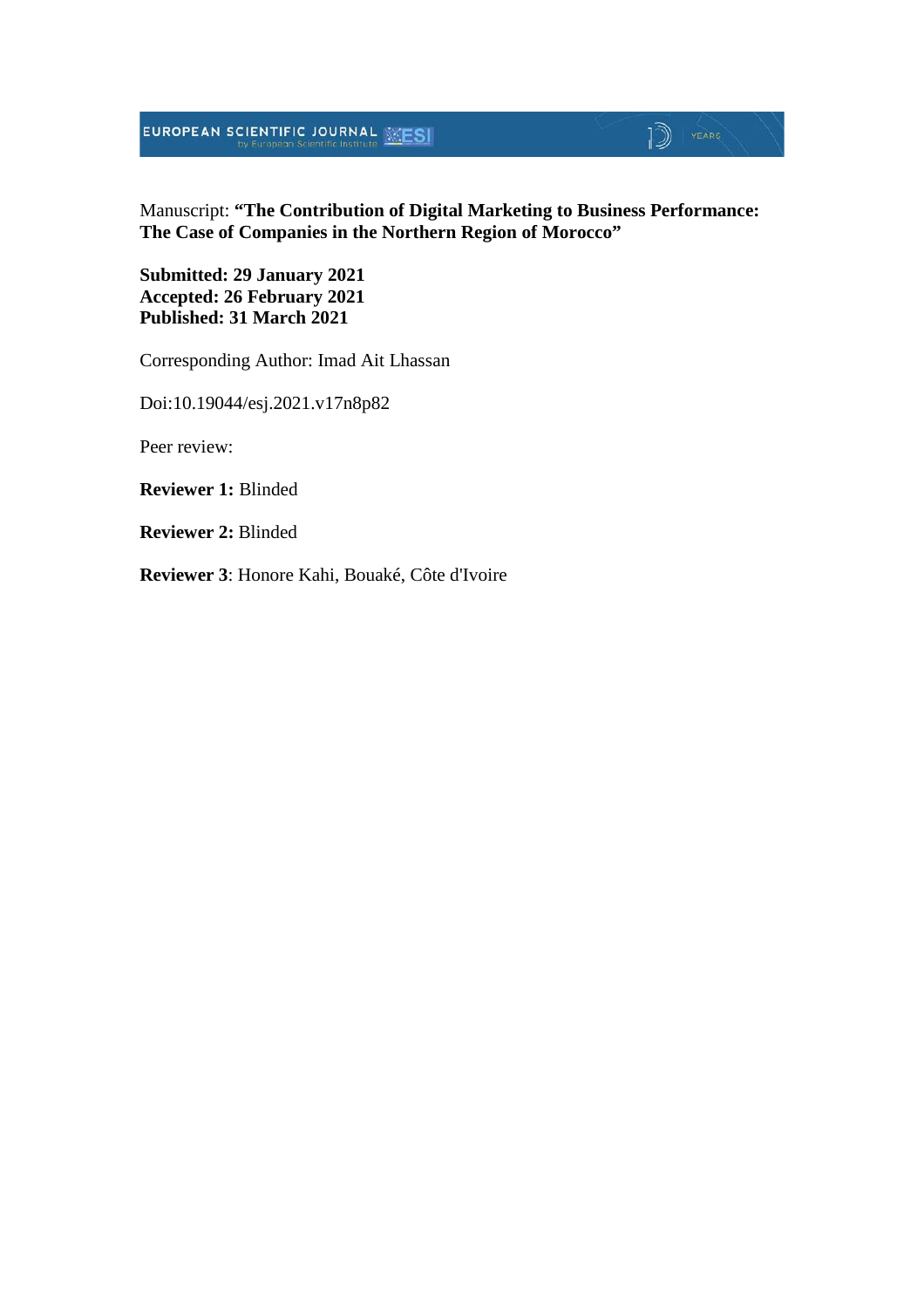Manuscript: **"The Contribution of Digital Marketing to Business Performance: The Case of Companies in the Northern Region of Morocco"**

**Submitted: 29 January 2021**
**Accepted: 26 February 2021**
**Published: 31 March 2021**

Corresponding Author: Imad Ait Lhassan

Doi:10.19044/esj.2021.v17n8p82

Peer review:

**Reviewer 1:** Blinded

**Reviewer 2:** Blinded

**Reviewer 3**: Honore Kahi, Bouaké, Côte d'Ivoire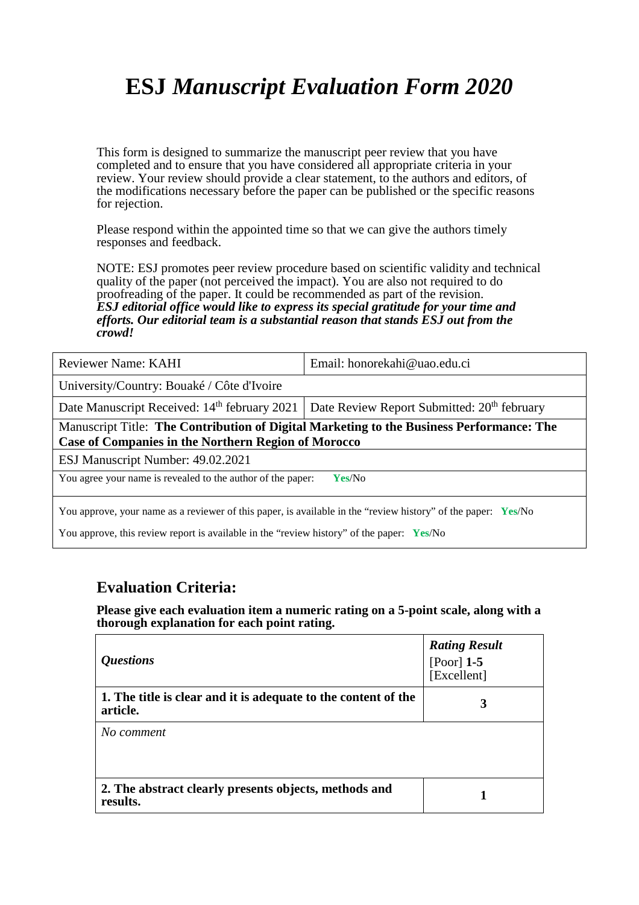# ESJ *Manuscript Evaluation Form 2020*

This form is designed to summarize the manuscript peer review that you have completed and to ensure that you have considered all appropriate criteria in your review. Your review should provide a clear statement, to the authors and editors, of the modifications necessary before the paper can be published or the specific reasons for rejection.

Please respond within the appointed time so that we can give the authors timely responses and feedback.

NOTE: ESJ promotes peer review procedure based on scientific validity and technical quality of the paper (not perceived the impact). You are also not required to do proofreading of the paper. It could be recommended as part of the revision.
***ESJ editorial office would like to express its special gratitude for your time and efforts. Our editorial team is a substantial reason that stands ESJ out from the crowd!***

| Reviewer Name: KAHI | Email: honorekahi@uao.edu.ci |
|---|---|
| University/Country: Bouaké / Côte d'Ivoire | |
| Date Manuscript Received: 14th february 2021 | Date Review Report Submitted: 20th february |
| Manuscript Title: **The Contribution of Digital Marketing to the Business Performance: The Case of Companies in the Northern Region of Morocco** | |
| ESJ Manuscript Number: 49.02.2021 | |
| You agree your name is revealed to the author of the paper: **Yes**/No | |
| You approve, your name as a reviewer of this paper, is available in the "review history" of the paper: **Yes**/No<br>You approve, this review report is available in the "review history" of the paper: **Yes**/No | |

## Evaluation Criteria:

**Please give each evaluation item a numeric rating on a 5-point scale, along with a thorough explanation for each point rating.**

| *Questions* | ***Rating Result*** [Poor] **1-5** [Excellent] |
|---|---|
| **1. The title is clear and it is adequate to the content of the article.** | **3** |
| *No comment* | |
| **2. The abstract clearly presents objects, methods and results.** | **1** |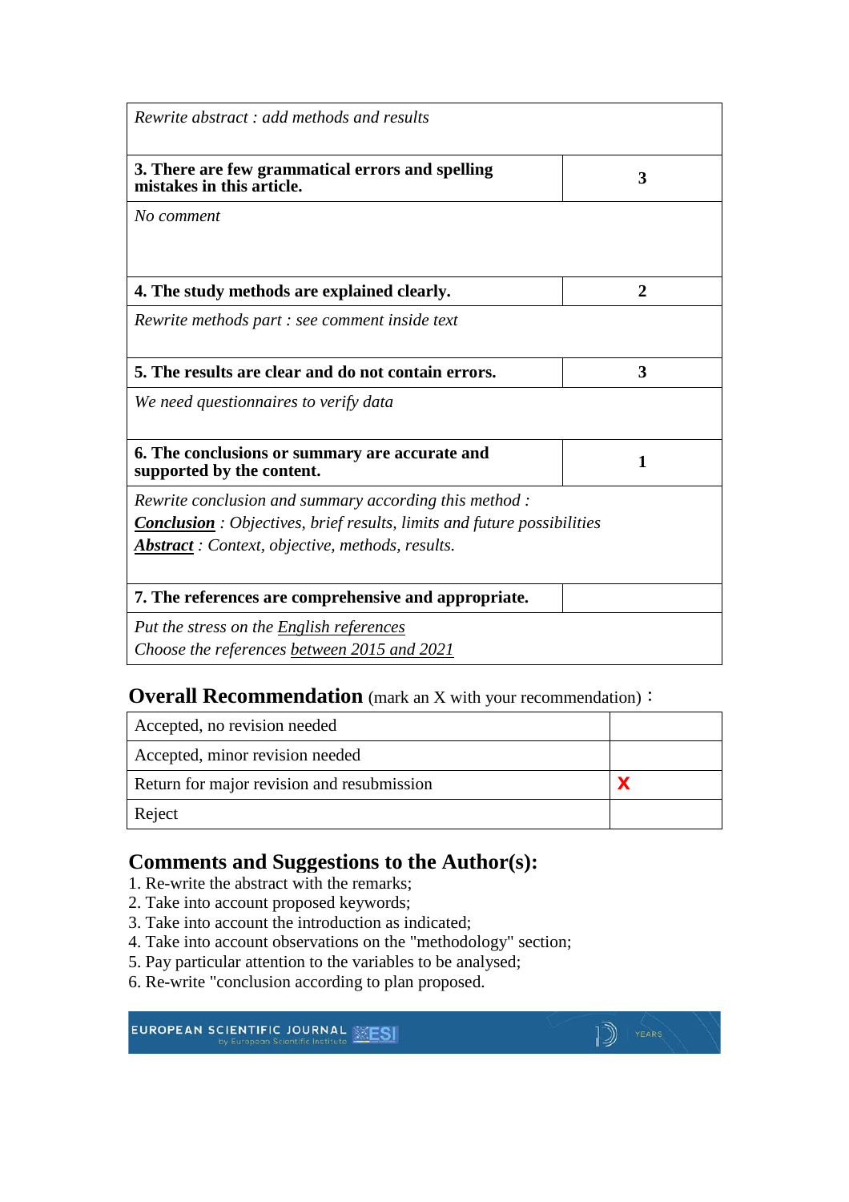| | |
|---|---|
| *Rewrite abstract : add methods and results* | |
| **3. There are few grammatical errors and spelling mistakes in this article.** | **3** |
| *No comment* | |
| **4. The study methods are explained clearly.** | **2** |
| *Rewrite methods part : see comment inside text* | |
| **5. The results are clear and do not contain errors.** | **3** |
| *We need questionnaires to verify data* | |
| **6. The conclusions or summary are accurate and supported by the content.** | **1** |
| *Rewrite conclusion and summary according this method :*<br>***Conclusion*** *: Objectives, brief results, limits and future possibilities*<br>***Abstract*** *: Context, objective, methods, results.* | |
| **7. The references are comprehensive and appropriate.** | |
| *Put the stress on the English references*<br>*Choose the references between 2015 and 2021* | |

## Overall Recommendation (mark an X with your recommendation)：

| | |
|---|---|
| Accepted, no revision needed | |
| Accepted, minor revision needed | |
| Return for major revision and resubmission | X |
| Reject | |

## Comments and Suggestions to the Author(s):

1. Re-write the abstract with the remarks;
2. Take into account proposed keywords;
3. Take into account the introduction as indicated;
4. Take into account observations on the "methodology" section;
5. Pay particular attention to the variables to be analysed;
6. Re-write "conclusion according to plan proposed.